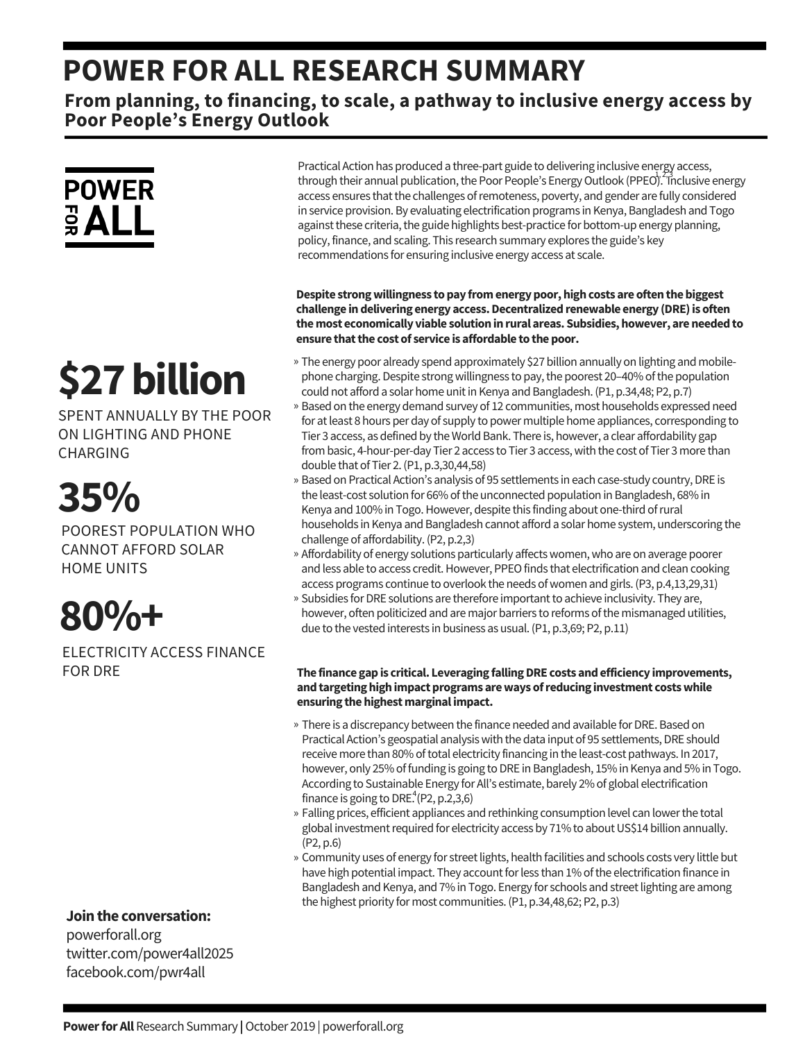# POWER FOR ALL RESEARCH SUMMARY

## From planning, to financing, to scale, a pathway to inclusive energy access by Poor People's Energy Outlook

POWER FOR ALL

Practical Action has produced a three-part guide to delivering inclusive energy access, through their annual publication, the Poor People's Energy Outlook (PPEO).[1,2,3] Inclusive energy access ensures that the challenges of remoteness, poverty, and gender are fully considered in service provision. By evaluating electrification programs in Kenya, Bangladesh and Togo against these criteria, the guide highlights best-practice for bottom-up energy planning, policy, finance, and scaling. This research summary explores the guide's key recommendations for ensuring inclusive energy access at scale.

**$27 billion**

SPENT ANNUALLY BY THE POOR ON LIGHTING AND PHONE CHARGING

**35%**

POOREST POPULATION WHO CANNOT AFFORD SOLAR HOME UNITS

**80%+**

ELECTRICITY ACCESS FINANCE FOR DRE

**Despite strong willingness to pay from energy poor, high costs are often the biggest challenge in delivering energy access. Decentralized renewable energy (DRE) is often the most economically viable solution in rural areas. Subsidies, however, are needed to ensure that the cost of service is affordable to the poor.**

- The energy poor already spend approximately $27 billion annually on lighting and mobile-phone charging. Despite strong willingness to pay, the poorest 20–40% of the population could not afford a solar home unit in Kenya and Bangladesh. (P1, p.34,48; P2, p.7)
- Based on the energy demand survey of 12 communities, most households expressed need for at least 8 hours per day of supply to power multiple home appliances, corresponding to Tier 3 access, as defined by the World Bank. There is, however, a clear affordability gap from basic, 4-hour-per-day Tier 2 access to Tier 3 access, with the cost of Tier 3 more than double that of Tier 2. (P1, p.3,30,44,58)
- Based on Practical Action's analysis of 95 settlements in each case-study country, DRE is the least-cost solution for 66% of the unconnected population in Bangladesh, 68% in Kenya and 100% in Togo. However, despite this finding about one-third of rural households in Kenya and Bangladesh cannot afford a solar home system, underscoring the challenge of affordability. (P2, p.2,3)
- Affordability of energy solutions particularly affects women, who are on average poorer and less able to access credit. However, PPEO finds that electrification and clean cooking access programs continue to overlook the needs of women and girls. (P3, p.4,13,29,31)
- Subsidies for DRE solutions are therefore important to achieve inclusivity. They are, however, often politicized and are major barriers to reforms of the mismanaged utilities, due to the vested interests in business as usual. (P1, p.3,69; P2, p.11)

**The finance gap is critical. Leveraging falling DRE costs and efficiency improvements, and targeting high impact programs are ways of reducing investment costs while ensuring the highest marginal impact.**

- There is a discrepancy between the finance needed and available for DRE. Based on Practical Action's geospatial analysis with the data input of 95 settlements, DRE should receive more than 80% of total electricity financing in the least-cost pathways. In 2017, however, only 25% of funding is going to DRE in Bangladesh, 15% in Kenya and 5% in Togo. According to Sustainable Energy for All's estimate, barely 2% of global electrification finance is going to DRE.[4] (P2, p.2,3,6)
- Falling prices, efficient appliances and rethinking consumption level can lower the total global investment required for electricity access by 71% to about US$14 billion annually. (P2, p.6)
- Community uses of energy for street lights, health facilities and schools costs very little but have high potential impact. They account for less than 1% of the electrification finance in Bangladesh and Kenya, and 7% in Togo. Energy for schools and street lighting are among the highest priority for most communities. (P1, p.34,48,62; P2, p.3)

**Join the conversation:**
powerforall.org
twitter.com/power4all2025
facebook.com/pwr4all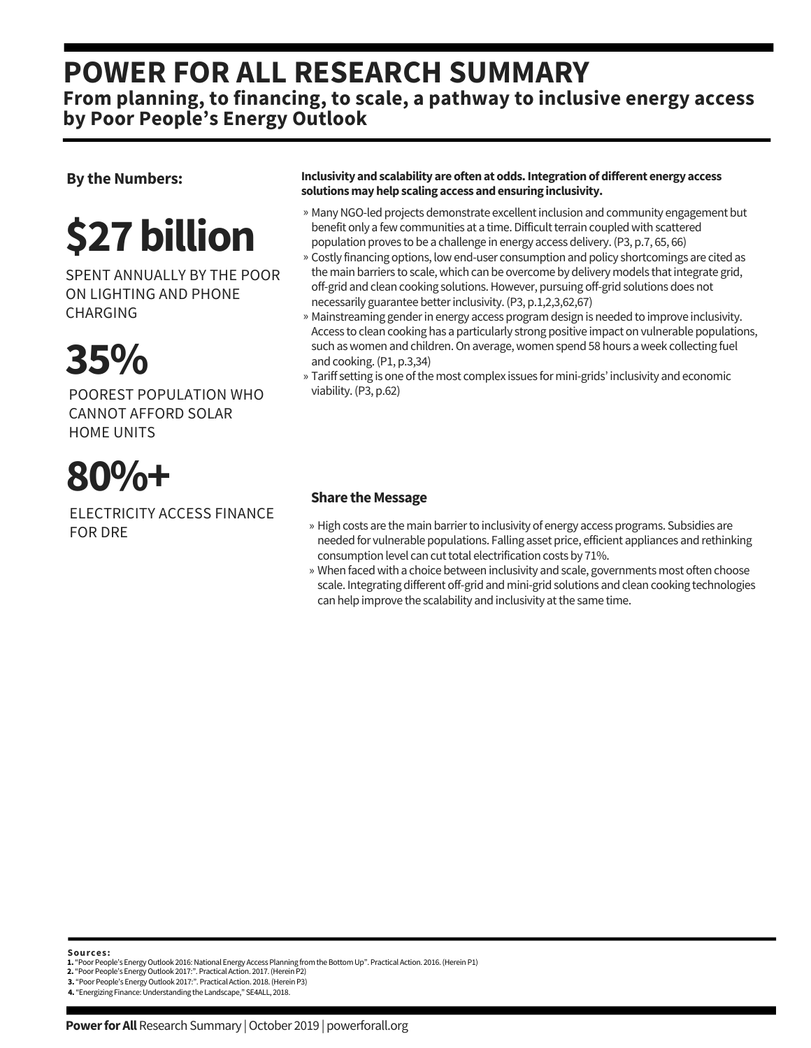# POWER FOR ALL RESEARCH SUMMARY

## From planning, to financing, to scale, a pathway to inclusive energy access by Poor People's Energy Outlook

### By the Numbers:

**$27 billion**

SPENT ANNUALLY BY THE POOR ON LIGHTING AND PHONE CHARGING

**35%**

POOREST POPULATION WHO CANNOT AFFORD SOLAR HOME UNITS

**80%+**

ELECTRICITY ACCESS FINANCE FOR DRE

**Inclusivity and scalability are often at odds. Integration of different energy access solutions may help scaling access and ensuring inclusivity.**

- Many NGO-led projects demonstrate excellent inclusion and community engagement but benefit only a few communities at a time. Difficult terrain coupled with scattered population proves to be a challenge in energy access delivery. (P3, p.7, 65, 66)
- Costly financing options, low end-user consumption and policy shortcomings are cited as the main barriers to scale, which can be overcome by delivery models that integrate grid, off-grid and clean cooking solutions. However, pursuing off-grid solutions does not necessarily guarantee better inclusivity. (P3, p.1,2,3,62,67)
- Mainstreaming gender in energy access program design is needed to improve inclusivity. Access to clean cooking has a particularly strong positive impact on vulnerable populations, such as women and children. On average, women spend 58 hours a week collecting fuel and cooking. (P1, p.3,34)
- Tariff setting is one of the most complex issues for mini-grids' inclusivity and economic viability. (P3, p.62)

### Share the Message

- High costs are the main barrier to inclusivity of energy access programs. Subsidies are needed for vulnerable populations. Falling asset price, efficient appliances and rethinking consumption level can cut total electrification costs by 71%.
- When faced with a choice between inclusivity and scale, governments most often choose scale. Integrating different off-grid and mini-grid solutions and clean cooking technologies can help improve the scalability and inclusivity at the same time.

**Sources:**

1. "Poor People's Energy Outlook 2016: National Energy Access Planning from the Bottom Up". Practical Action. 2016. (Herein P1)
2. "Poor People's Energy Outlook 2017:". Practical Action. 2017. (Herein P2)
3. "Poor People's Energy Outlook 2017:". Practical Action. 2018. (Herein P3)
4. "Energizing Finance: Understanding the Landscape," SE4ALL, 2018.

**Power for All** Research Summary | October 2019 | powerforall.org